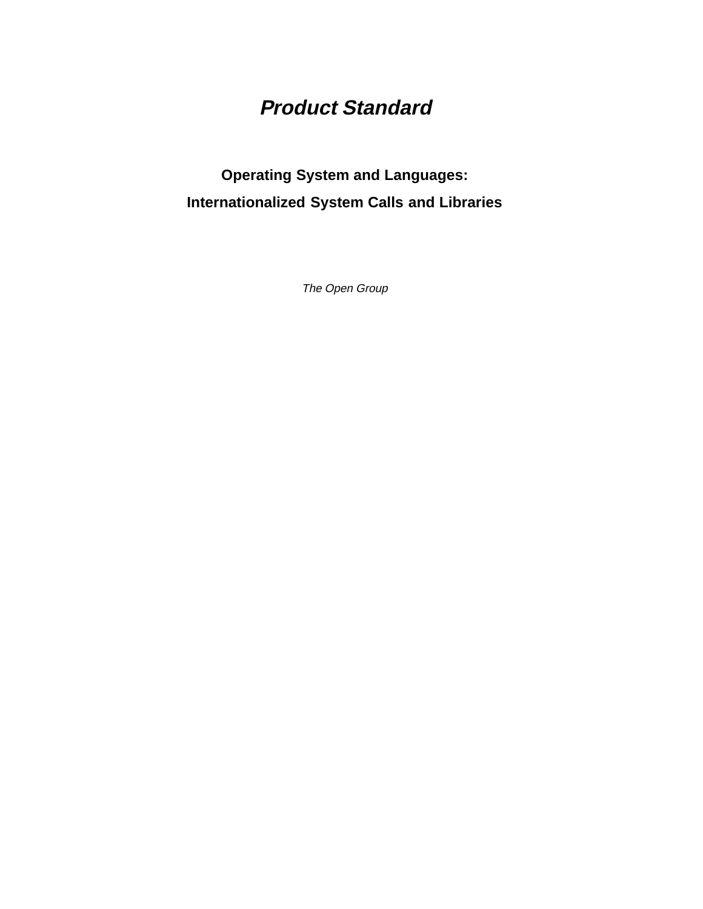# *Product Standard*

## Operating System and Languages:

## Internationalized System Calls and Libraries

*The Open Group*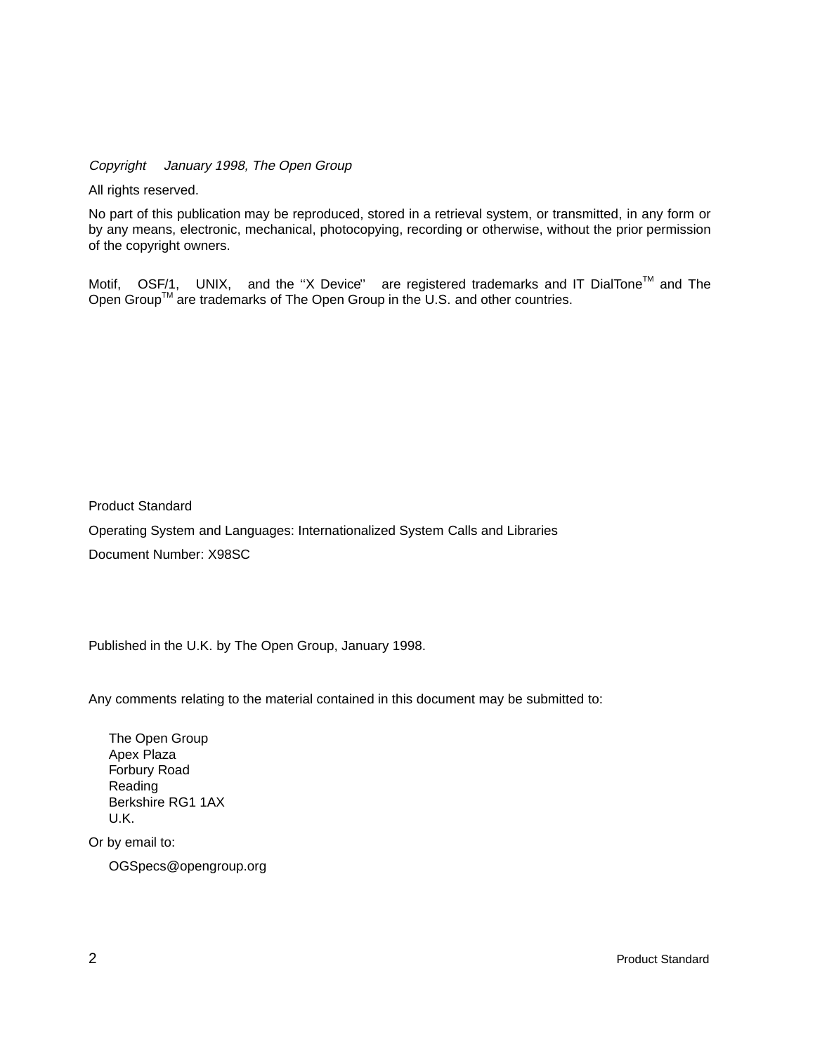*Copyright January 1998, The Open Group*

All rights reserved.

No part of this publication may be reproduced, stored in a retrieval system, or transmitted, in any form or by any means, electronic, mechanical, photocopying, recording or otherwise, without the prior permission of the copyright owners.

Motif, OSF/1, UNIX, and the ''X Device'' are registered trademarks and IT DialTone™ and The Open Group™ are trademarks of The Open Group in the U.S. and other countries.

Product Standard

Operating System and Languages: Internationalized System Calls and Libraries

Document Number: X98SC

Published in the U.K. by The Open Group, January 1998.

Any comments relating to the material contained in this document may be submitted to:

The Open Group
Apex Plaza
Forbury Road
Reading
Berkshire RG1 1AX
U.K.

Or by email to:

OGSpecs@opengroup.org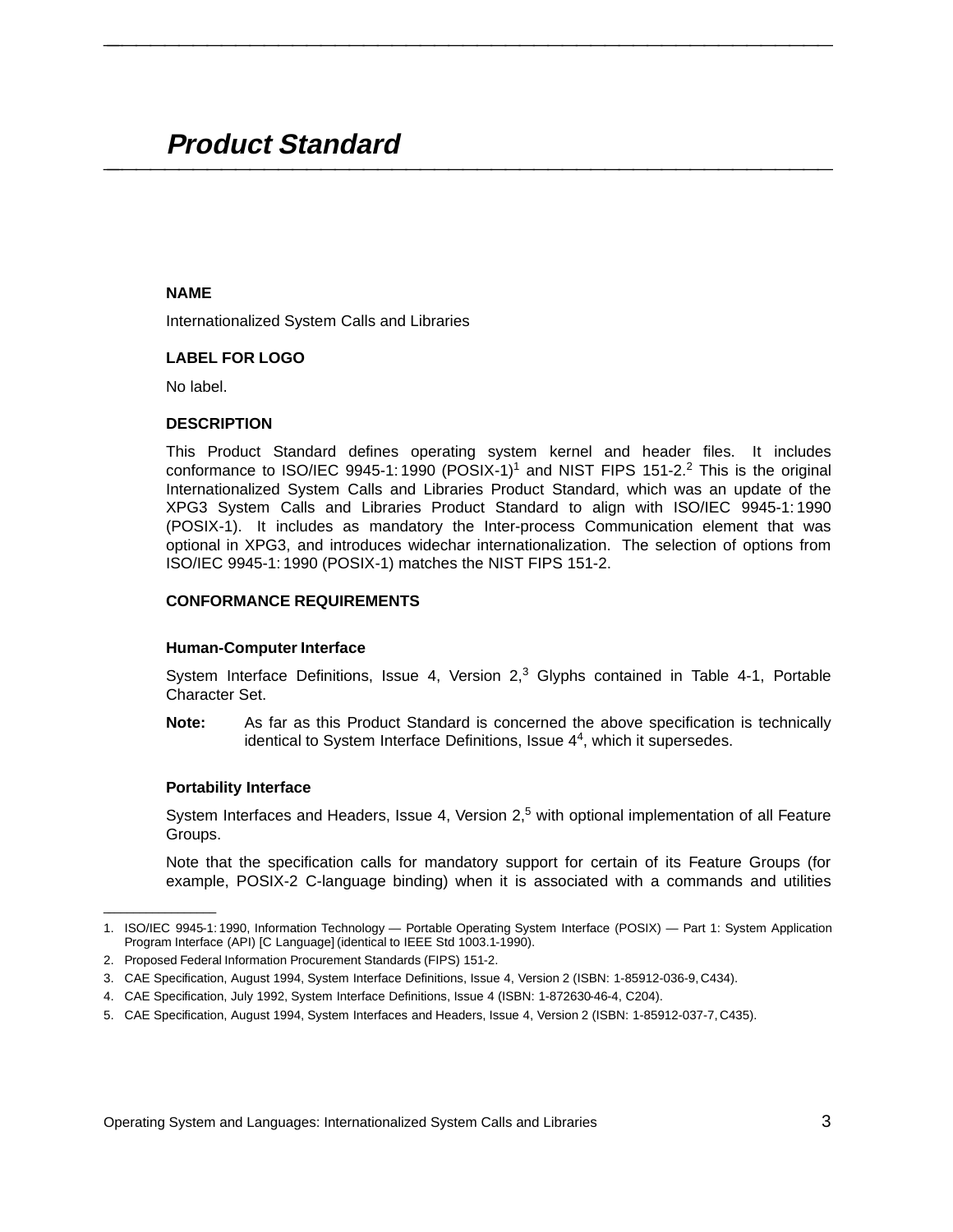# Product Standard

## NAME

Internationalized System Calls and Libraries

## LABEL FOR LOGO

No label.

## DESCRIPTION

This Product Standard defines operating system kernel and header files. It includes conformance to ISO/IEC 9945-1: 1990 (POSIX-1)[1] and NIST FIPS 151-2.[2] This is the original Internationalized System Calls and Libraries Product Standard, which was an update of the XPG3 System Calls and Libraries Product Standard to align with ISO/IEC 9945-1: 1990 (POSIX-1). It includes as mandatory the Inter-process Communication element that was optional in XPG3, and introduces widechar internationalization. The selection of options from ISO/IEC 9945-1: 1990 (POSIX-1) matches the NIST FIPS 151-2.

## CONFORMANCE REQUIREMENTS

### Human-Computer Interface

System Interface Definitions, Issue 4, Version 2,[3] Glyphs contained in Table 4-1, Portable Character Set.

**Note:** As far as this Product Standard is concerned the above specification is technically identical to System Interface Definitions, Issue 4[4], which it supersedes.

### Portability Interface

System Interfaces and Headers, Issue 4, Version 2,[5] with optional implementation of all Feature Groups.

Note that the specification calls for mandatory support for certain of its Feature Groups (for example, POSIX-2 C-language binding) when it is associated with a commands and utilities

---

1. ISO/IEC 9945-1: 1990, Information Technology — Portable Operating System Interface (POSIX) — Part 1: System Application Program Interface (API) [C Language] (identical to IEEE Std 1003.1-1990).
2. Proposed Federal Information Procurement Standards (FIPS) 151-2.
3. CAE Specification, August 1994, System Interface Definitions, Issue 4, Version 2 (ISBN: 1-85912-036-9, C434).
4. CAE Specification, July 1992, System Interface Definitions, Issue 4 (ISBN: 1-872630-46-4, C204).
5. CAE Specification, August 1994, System Interfaces and Headers, Issue 4, Version 2 (ISBN: 1-85912-037-7, C435).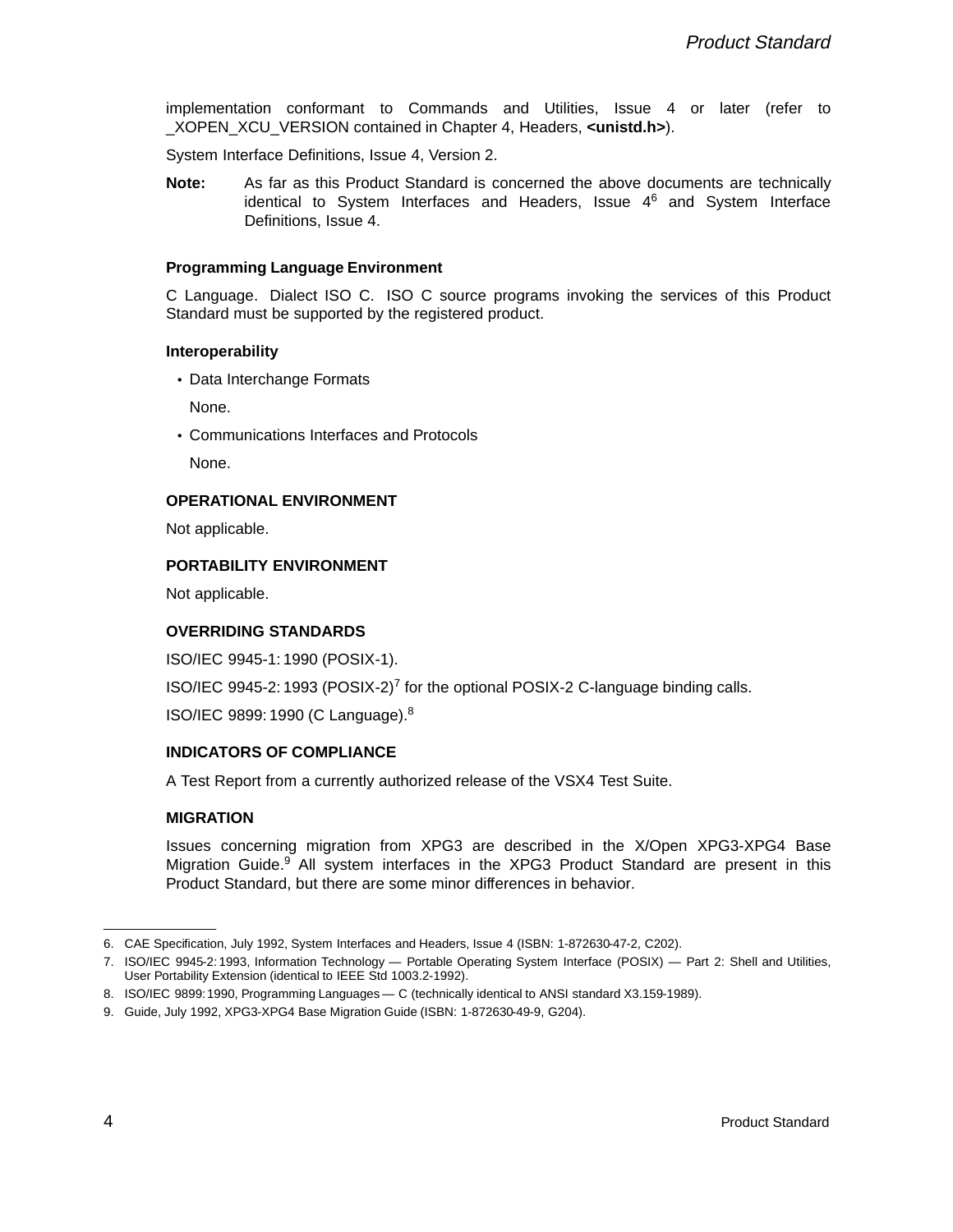implementation conformant to Commands and Utilities, Issue 4 or later (refer to _XOPEN_XCU_VERSION contained in Chapter 4, Headers, **<unistd.h>**).

System Interface Definitions, Issue 4, Version 2.

**Note:** As far as this Product Standard is concerned the above documents are technically identical to System Interfaces and Headers, Issue 4[6] and System Interface Definitions, Issue 4.

#### Programming Language Environment

C Language. Dialect ISO C. ISO C source programs invoking the services of this Product Standard must be supported by the registered product.

#### Interoperability

- Data Interchange Formats

  None.

- Communications Interfaces and Protocols

  None.

#### OPERATIONAL ENVIRONMENT

Not applicable.

#### PORTABILITY ENVIRONMENT

Not applicable.

#### OVERRIDING STANDARDS

ISO/IEC 9945-1: 1990 (POSIX-1).

ISO/IEC 9945-2: 1993 (POSIX-2)[7] for the optional POSIX-2 C-language binding calls.

ISO/IEC 9899: 1990 (C Language).[8]

#### INDICATORS OF COMPLIANCE

A Test Report from a currently authorized release of the VSX4 Test Suite.

#### MIGRATION

Issues concerning migration from XPG3 are described in the X/Open XPG3-XPG4 Base Migration Guide.[9] All system interfaces in the XPG3 Product Standard are present in this Product Standard, but there are some minor differences in behavior.

---

6. CAE Specification, July 1992, System Interfaces and Headers, Issue 4 (ISBN: 1-872630-47-2, C202).
7. ISO/IEC 9945-2: 1993, Information Technology — Portable Operating System Interface (POSIX) — Part 2: Shell and Utilities, User Portability Extension (identical to IEEE Std 1003.2-1992).
8. ISO/IEC 9899: 1990, Programming Languages — C (technically identical to ANSI standard X3.159-1989).
9. Guide, July 1992, XPG3-XPG4 Base Migration Guide (ISBN: 1-872630-49-9, G204).